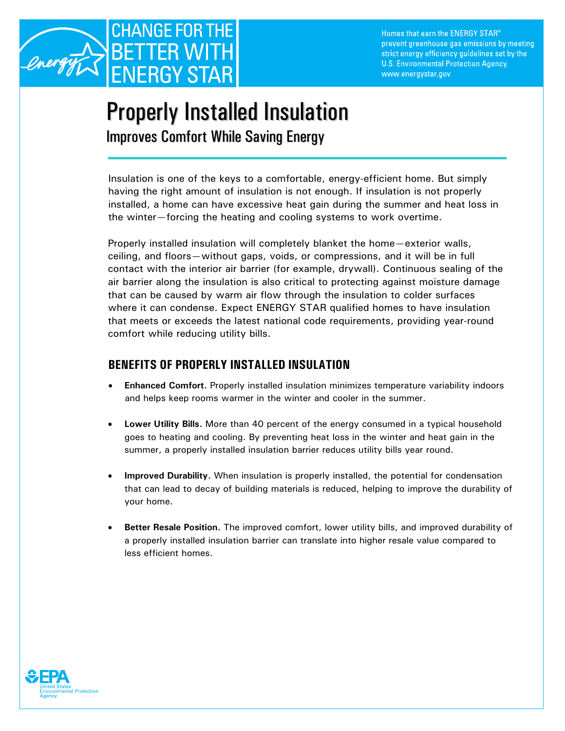CHANGE FOR THE BETTER WITH ENERGY STAR

Homes that earn the ENERGY STAR® prevent greenhouse gas emissions by meeting strict energy efficiency guidelines set by the U.S. Environmental Protection Agency. www.energystar.gov

# Properly Installed Insulation

## Improves Comfort While Saving Energy

Insulation is one of the keys to a comfortable, energy-efficient home. But simply having the right amount of insulation is not enough. If insulation is not properly installed, a home can have excessive heat gain during the summer and heat loss in the winter—forcing the heating and cooling systems to work overtime.

Properly installed insulation will completely blanket the home—exterior walls, ceiling, and floors—without gaps, voids, or compressions, and it will be in full contact with the interior air barrier (for example, drywall). Continuous sealing of the air barrier along the insulation is also critical to protecting against moisture damage that can be caused by warm air flow through the insulation to colder surfaces where it can condense. Expect ENERGY STAR qualified homes to have insulation that meets or exceeds the latest national code requirements, providing year-round comfort while reducing utility bills.

### BENEFITS OF PROPERLY INSTALLED INSULATION

- **Enhanced Comfort.** Properly installed insulation minimizes temperature variability indoors and helps keep rooms warmer in the winter and cooler in the summer.
- **Lower Utility Bills.** More than 40 percent of the energy consumed in a typical household goes to heating and cooling. By preventing heat loss in the winter and heat gain in the summer, a properly installed insulation barrier reduces utility bills year round.
- **Improved Durability.** When insulation is properly installed, the potential for condensation that can lead to decay of building materials is reduced, helping to improve the durability of your home.
- **Better Resale Position.** The improved comfort, lower utility bills, and improved durability of a properly installed insulation barrier can translate into higher resale value compared to less efficient homes.

EPA United States Environmental Protection Agency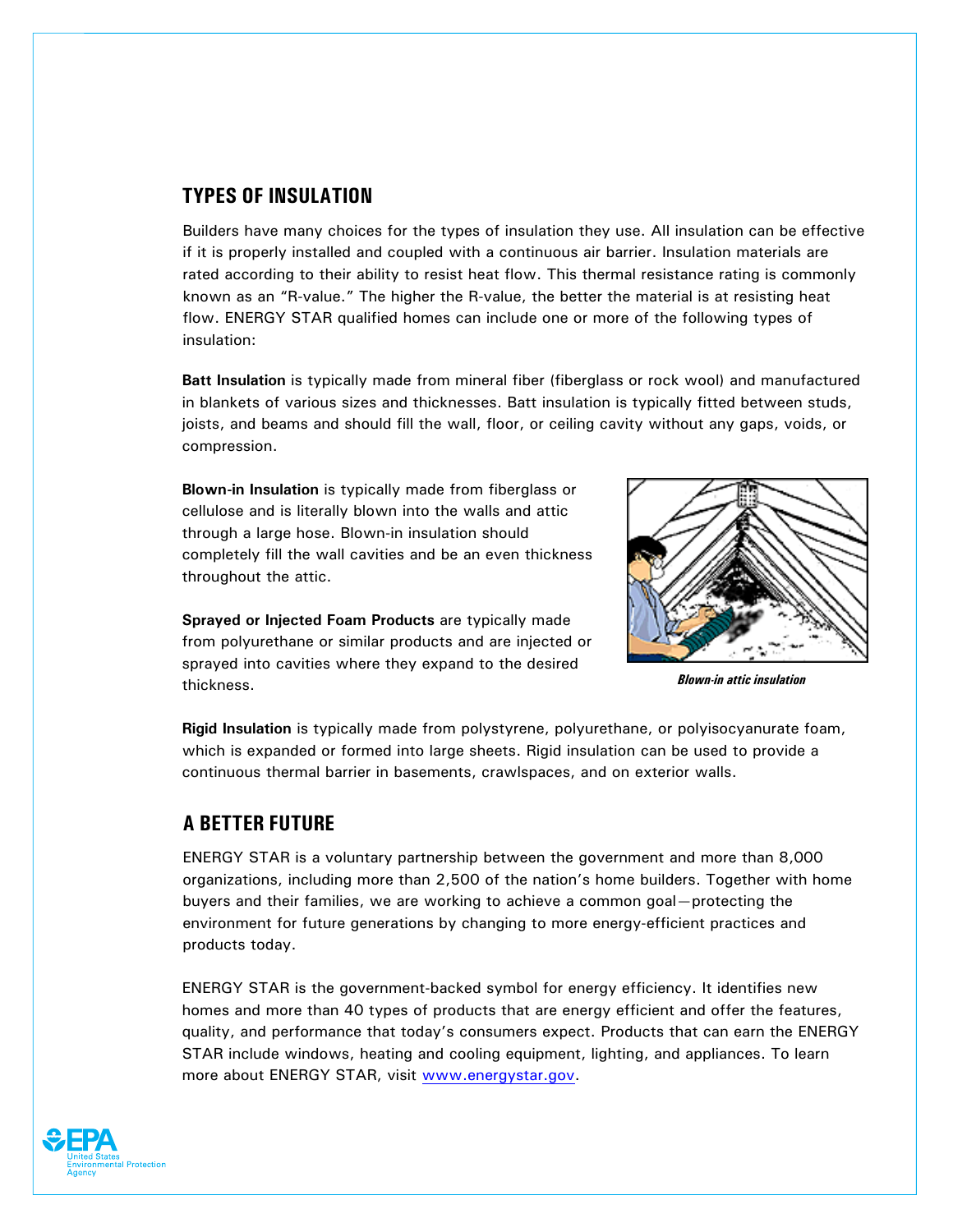## TYPES OF INSULATION

Builders have many choices for the types of insulation they use. All insulation can be effective if it is properly installed and coupled with a continuous air barrier. Insulation materials are rated according to their ability to resist heat flow. This thermal resistance rating is commonly known as an "R-value." The higher the R-value, the better the material is at resisting heat flow. ENERGY STAR qualified homes can include one or more of the following types of insulation:

**Batt Insulation** is typically made from mineral fiber (fiberglass or rock wool) and manufactured in blankets of various sizes and thicknesses. Batt insulation is typically fitted between studs, joists, and beams and should fill the wall, floor, or ceiling cavity without any gaps, voids, or compression.

**Blown-in Insulation** is typically made from fiberglass or cellulose and is literally blown into the walls and attic through a large hose. Blown-in insulation should completely fill the wall cavities and be an even thickness throughout the attic.

**Sprayed or Injected Foam Products** are typically made from polyurethane or similar products and are injected or sprayed into cavities where they expand to the desired thickness.

***Blown-in attic insulation***

**Rigid Insulation** is typically made from polystyrene, polyurethane, or polyisocyanurate foam, which is expanded or formed into large sheets. Rigid insulation can be used to provide a continuous thermal barrier in basements, crawlspaces, and on exterior walls.

## A BETTER FUTURE

ENERGY STAR is a voluntary partnership between the government and more than 8,000 organizations, including more than 2,500 of the nation's home builders. Together with home buyers and their families, we are working to achieve a common goal—protecting the environment for future generations by changing to more energy-efficient practices and products today.

ENERGY STAR is the government-backed symbol for energy efficiency. It identifies new homes and more than 40 types of products that are energy efficient and offer the features, quality, and performance that today's consumers expect. Products that can earn the ENERGY STAR include windows, heating and cooling equipment, lighting, and appliances. To learn more about ENERGY STAR, visit www.energystar.gov.

EPA United States Environmental Protection Agency